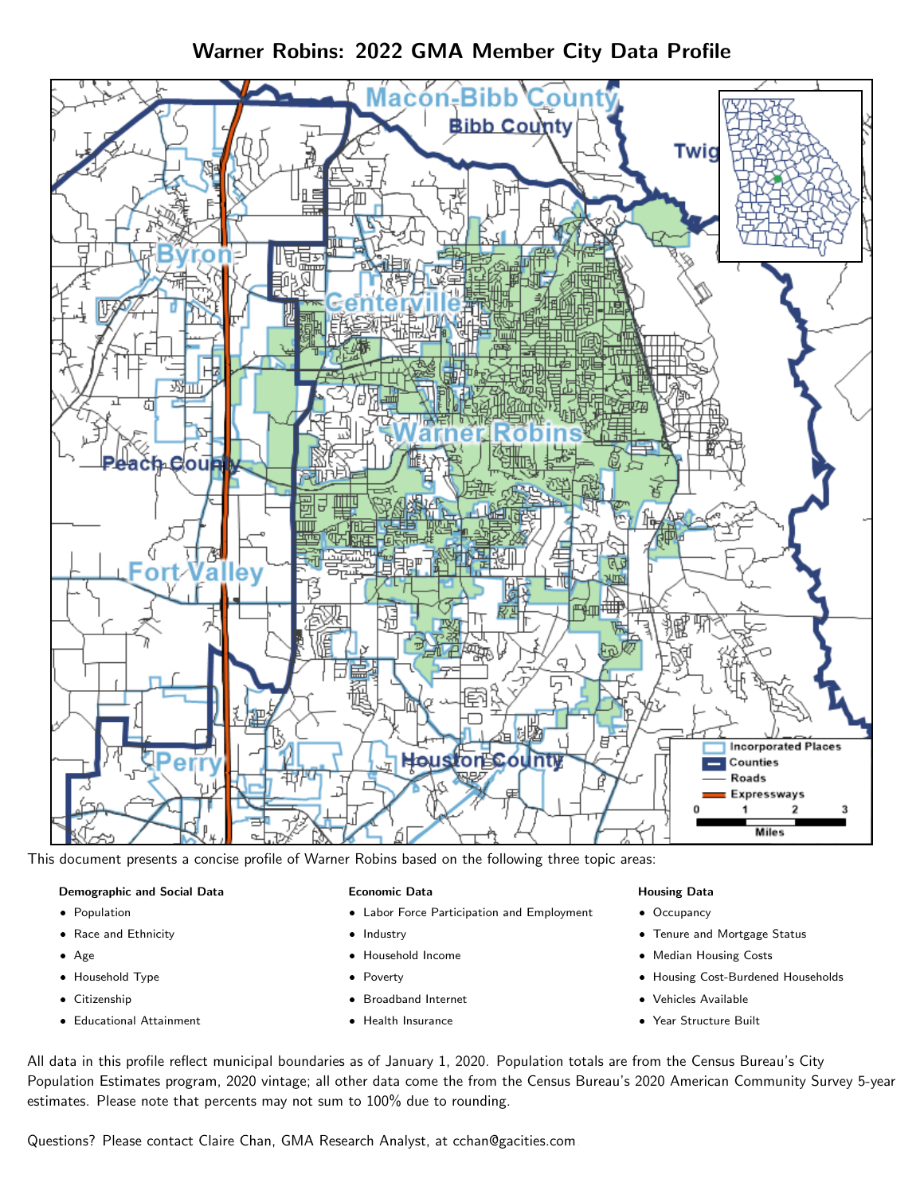# Warner Robins: 2022 GMA Member City Data Profile

This document presents a concise profile of Warner Robins based on the following three topic areas:

**Demographic and Social Data**

- Population
- Race and Ethnicity
- Age
- Household Type
- Citizenship
- Educational Attainment

**Economic Data**

- Labor Force Participation and Employment
- Industry
- Household Income
- Poverty
- Broadband Internet
- Health Insurance

**Housing Data**

- Occupancy
- Tenure and Mortgage Status
- Median Housing Costs
- Housing Cost-Burdened Households
- Vehicles Available
- Year Structure Built

All data in this profile reflect municipal boundaries as of January 1, 2020. Population totals are from the Census Bureau's City Population Estimates program, 2020 vintage; all other data come the from the Census Bureau's 2020 American Community Survey 5-year estimates. Please note that percents may not sum to 100% due to rounding.

Questions? Please contact Claire Chan, GMA Research Analyst, at cchan@gacities.com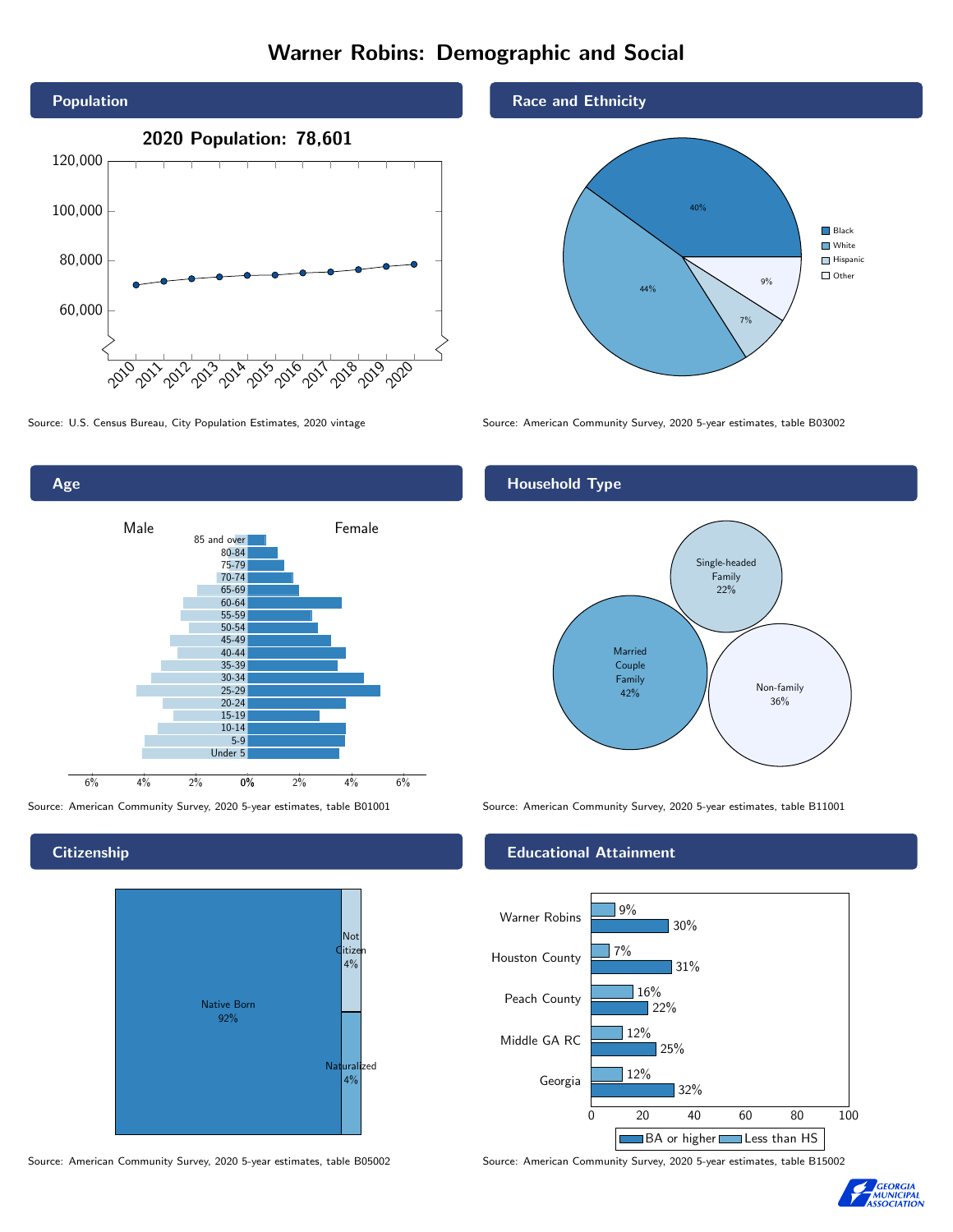# Warner Robins: Demographic and Social

## Population

**2020 Population: 78,601**

Source: U.S. Census Bureau, City Population Estimates, 2020 vintage

## Race and Ethnicity

| Race/Ethnicity | Percent |
|---|---|
| Black | 40% |
| White | 44% |
| Hispanic | 7% |
| Other | 9% |

Source: American Community Survey, 2020 5-year estimates, table B03002

## Age

Male / Female

Age groups: 85 and over, 80-84, 75-79, 70-74, 65-69, 60-64, 55-59, 50-54, 45-49, 40-44, 35-39, 30-34, 25-29, 20-24, 15-19, 10-14, 5-9, Under 5

Source: American Community Survey, 2020 5-year estimates, table B01001

## Household Type

| Household Type | Percent |
|---|---|
| Single-headed Family | 22% |
| Married Couple Family | 42% |
| Non-family | 36% |

Source: American Community Survey, 2020 5-year estimates, table B11001

## Citizenship

| Status | Percent |
|---|---|
| Native Born | 92% |
| Not Citizen | 4% |
| Naturalized | 4% |

Source: American Community Survey, 2020 5-year estimates, table B05002

## Educational Attainment

| Area | Less than HS | BA or higher |
|---|---|---|
| Warner Robins | 9% | 30% |
| Houston County | 7% | 31% |
| Peach County | 16% | 22% |
| Middle GA RC | 12% | 25% |
| Georgia | 12% | 32% |

Source: American Community Survey, 2020 5-year estimates, table B15002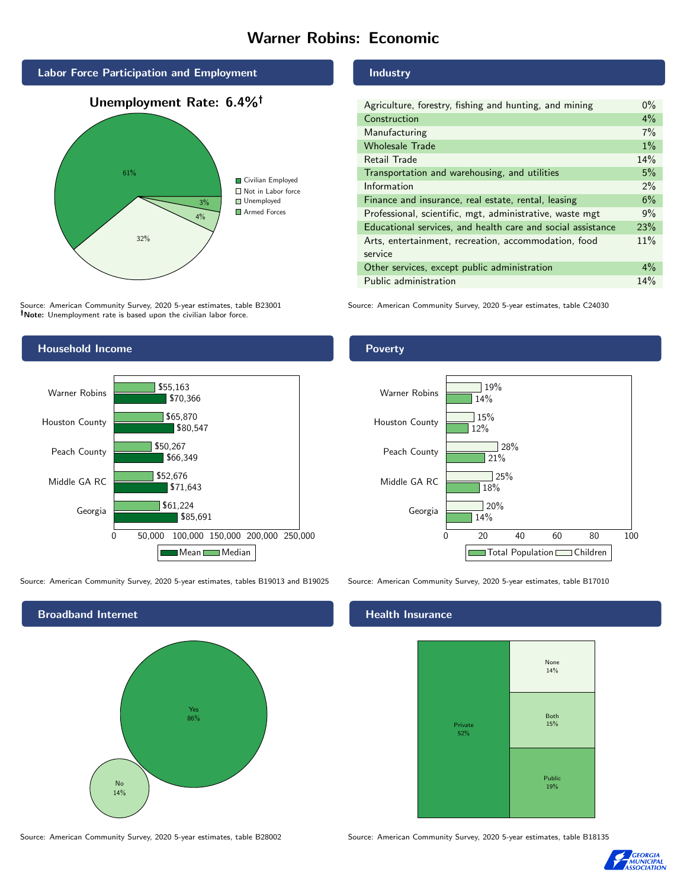# Warner Robins: Economic

## Labor Force Participation and Employment

**Unemployment Rate: 6.4%†**

| Category | Percent |
|---|---|
| Civilian Employed | 61% |
| Not in Labor force | 32% |
| Unemployed | 4% |
| Armed Forces | 3% |

Source: American Community Survey, 2020 5-year estimates, table B23001
**†Note:** Unemployment rate is based upon the civilian labor force.

## Industry

| Industry | Percent |
|---|---|
| Agriculture, forestry, fishing and hunting, and mining | 0% |
| Construction | 4% |
| Manufacturing | 7% |
| Wholesale Trade | 1% |
| Retail Trade | 14% |
| Transportation and warehousing, and utilities | 5% |
| Information | 2% |
| Finance and insurance, real estate, rental, leasing | 6% |
| Professional, scientific, mgt, administrative, waste mgt | 9% |
| Educational services, and health care and social assistance | 23% |
| Arts, entertainment, recreation, accommodation, food service | 11% |
| Other services, except public administration | 4% |
| Public administration | 14% |

Source: American Community Survey, 2020 5-year estimates, table C24030

## Household Income

| Area | Median | Mean |
|---|---|---|
| Warner Robins | $55,163 | $70,366 |
| Houston County | $65,870 | $80,547 |
| Peach County | $50,267 | $66,349 |
| Middle GA RC | $52,676 | $71,643 |
| Georgia | $61,224 | $85,691 |

Source: American Community Survey, 2020 5-year estimates, tables B19013 and B19025

## Poverty

| Area | Children | Total Population |
|---|---|---|
| Warner Robins | 19% | 14% |
| Houston County | 15% | 12% |
| Peach County | 28% | 21% |
| Middle GA RC | 25% | 18% |
| Georgia | 20% | 14% |

Source: American Community Survey, 2020 5-year estimates, table B17010

## Broadband Internet

| Response | Percent |
|---|---|
| Yes | 86% |
| No | 14% |

Source: American Community Survey, 2020 5-year estimates, table B28002

## Health Insurance

| Type | Percent |
|---|---|
| Private | 52% |
| None | 14% |
| Both | 15% |
| Public | 19% |

Source: American Community Survey, 2020 5-year estimates, table B18135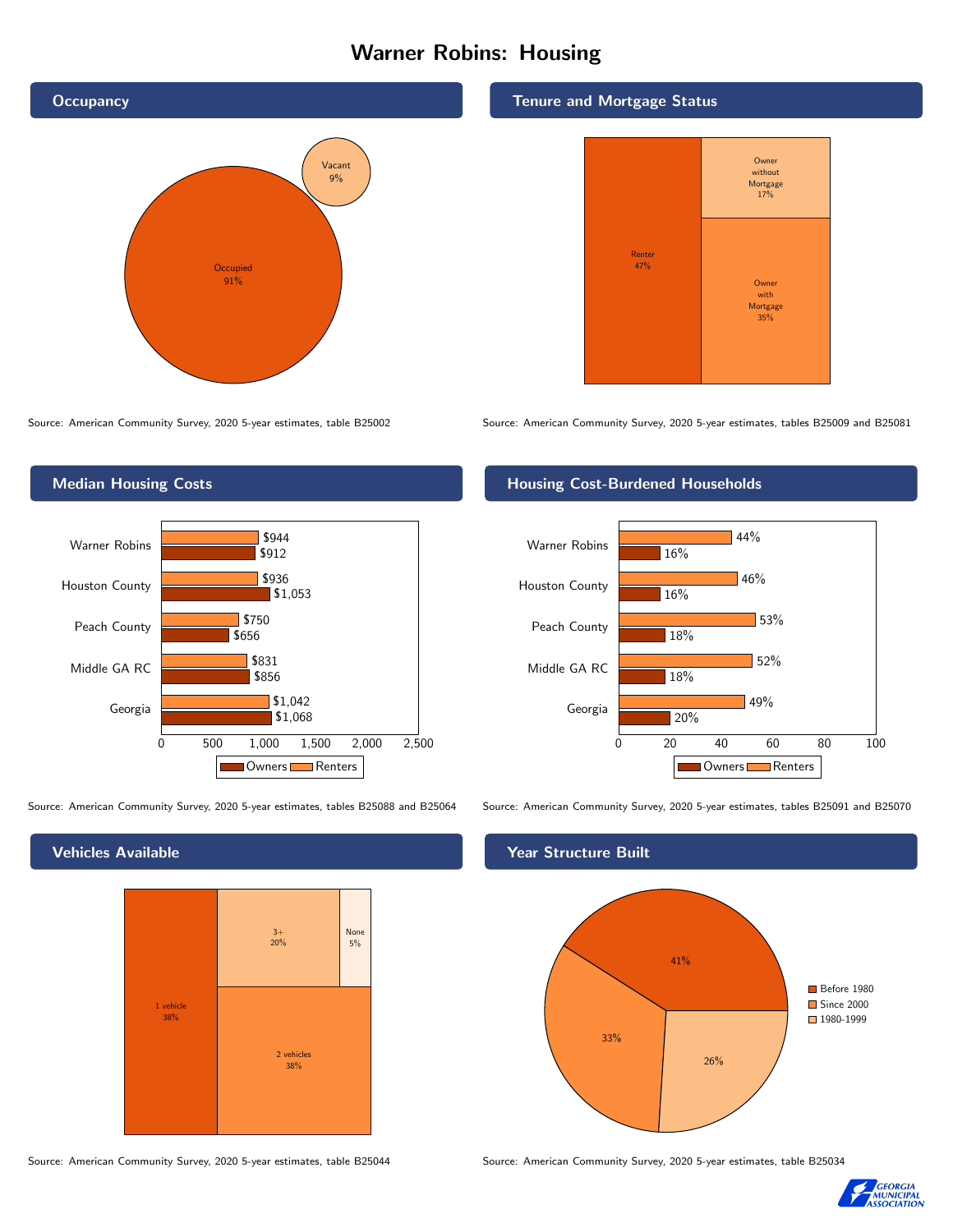# Warner Robins: Housing

## Occupancy

Vacant
9%

Occupied
91%

Source: American Community Survey, 2020 5-year estimates, table B25002

## Tenure and Mortgage Status

Renter
47%

Owner without Mortgage
17%

Owner with Mortgage
35%

Source: American Community Survey, 2020 5-year estimates, tables B25009 and B25081

## Median Housing Costs

Warner Robins
$944
$912

Houston County
$936
$1,053

Peach County
$750
$656

Middle GA RC
$831
$856

Georgia
$1,042
$1,068

0 500 1,000 1,500 2,000 2,500

Owners Renters

Source: American Community Survey, 2020 5-year estimates, tables B25088 and B25064

## Housing Cost-Burdened Households

Warner Robins
44%
16%

Houston County
46%
16%

Peach County
53%
18%

Middle GA RC
52%
18%

Georgia
49%
20%

0 20 40 60 80 100

Owners Renters

Source: American Community Survey, 2020 5-year estimates, tables B25091 and B25070

## Vehicles Available

1 vehicle
38%

3+
20%

None
5%

2 vehicles
38%

Source: American Community Survey, 2020 5-year estimates, table B25044

## Year Structure Built

41%
33%
26%

Before 1980
Since 2000
1980-1999

Source: American Community Survey, 2020 5-year estimates, table B25034

GEORGIA MUNICIPAL ASSOCIATION